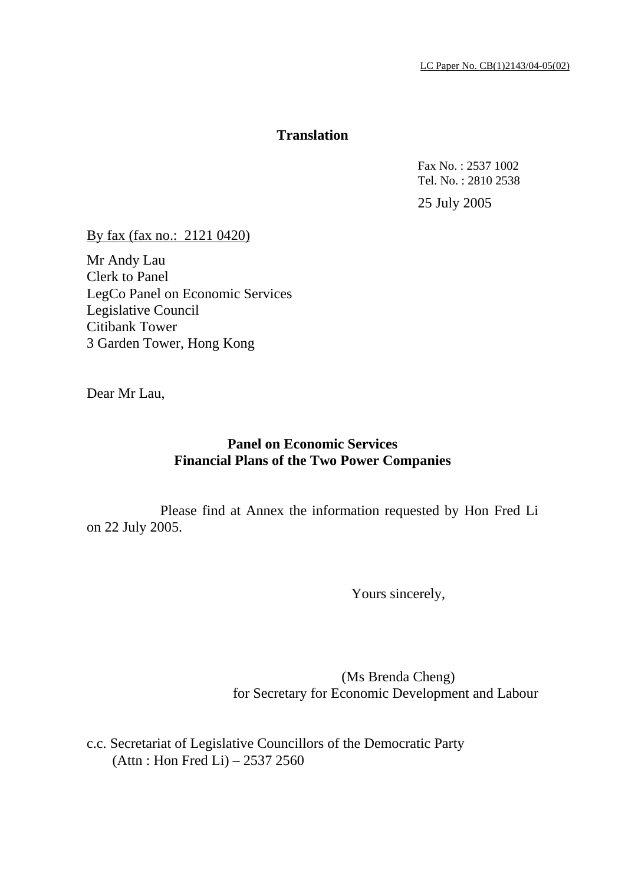LC Paper No. CB(1)2143/04-05(02)

**Translation**

Fax No. : 2537 1002
Tel. No. : 2810 2538

25 July 2005

By fax (fax no.: 2121 0420)

Mr Andy Lau
Clerk to Panel
LegCo Panel on Economic Services
Legislative Council
Citibank Tower
3 Garden Tower, Hong Kong

Dear Mr Lau,

**Panel on Economic Services**
**Financial Plans of the Two Power Companies**

Please find at Annex the information requested by Hon Fred Li on 22 July 2005.

Yours sincerely,

(Ms Brenda Cheng)
for Secretary for Economic Development and Labour

c.c. Secretariat of Legislative Councillors of the Democratic Party
(Attn : Hon Fred Li) – 2537 2560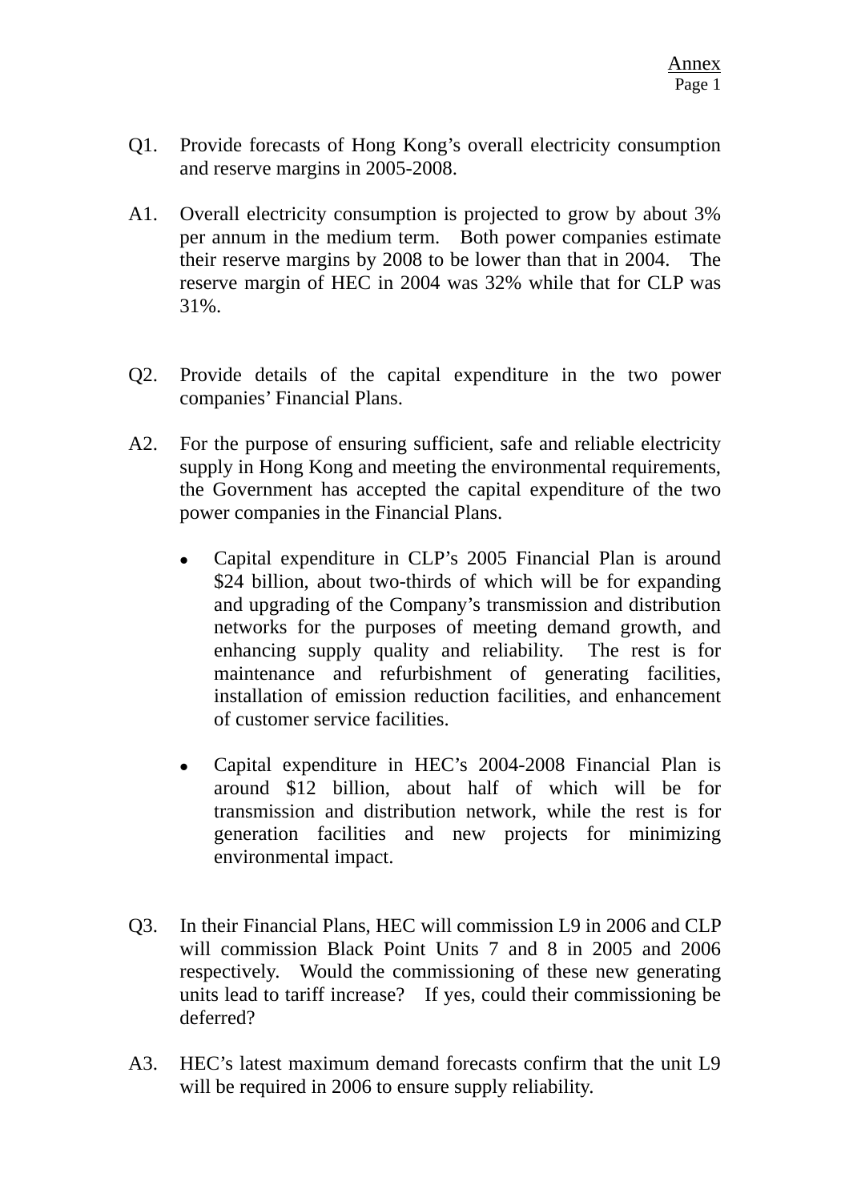Annex

Q1. Provide forecasts of Hong Kong's overall electricity consumption and reserve margins in 2005-2008.

A1. Overall electricity consumption is projected to grow by about 3% per annum in the medium term. Both power companies estimate their reserve margins by 2008 to be lower than that in 2004. The reserve margin of HEC in 2004 was 32% while that for CLP was 31%.

Q2. Provide details of the capital expenditure in the two power companies' Financial Plans.

A2. For the purpose of ensuring sufficient, safe and reliable electricity supply in Hong Kong and meeting the environmental requirements, the Government has accepted the capital expenditure of the two power companies in the Financial Plans.

- Capital expenditure in CLP's 2005 Financial Plan is around $24 billion, about two-thirds of which will be for expanding and upgrading of the Company's transmission and distribution networks for the purposes of meeting demand growth, and enhancing supply quality and reliability. The rest is for maintenance and refurbishment of generating facilities, installation of emission reduction facilities, and enhancement of customer service facilities.

- Capital expenditure in HEC's 2004-2008 Financial Plan is around $12 billion, about half of which will be for transmission and distribution network, while the rest is for generation facilities and new projects for minimizing environmental impact.

Q3. In their Financial Plans, HEC will commission L9 in 2006 and CLP will commission Black Point Units 7 and 8 in 2005 and 2006 respectively. Would the commissioning of these new generating units lead to tariff increase? If yes, could their commissioning be deferred?

A3. HEC's latest maximum demand forecasts confirm that the unit L9 will be required in 2006 to ensure supply reliability.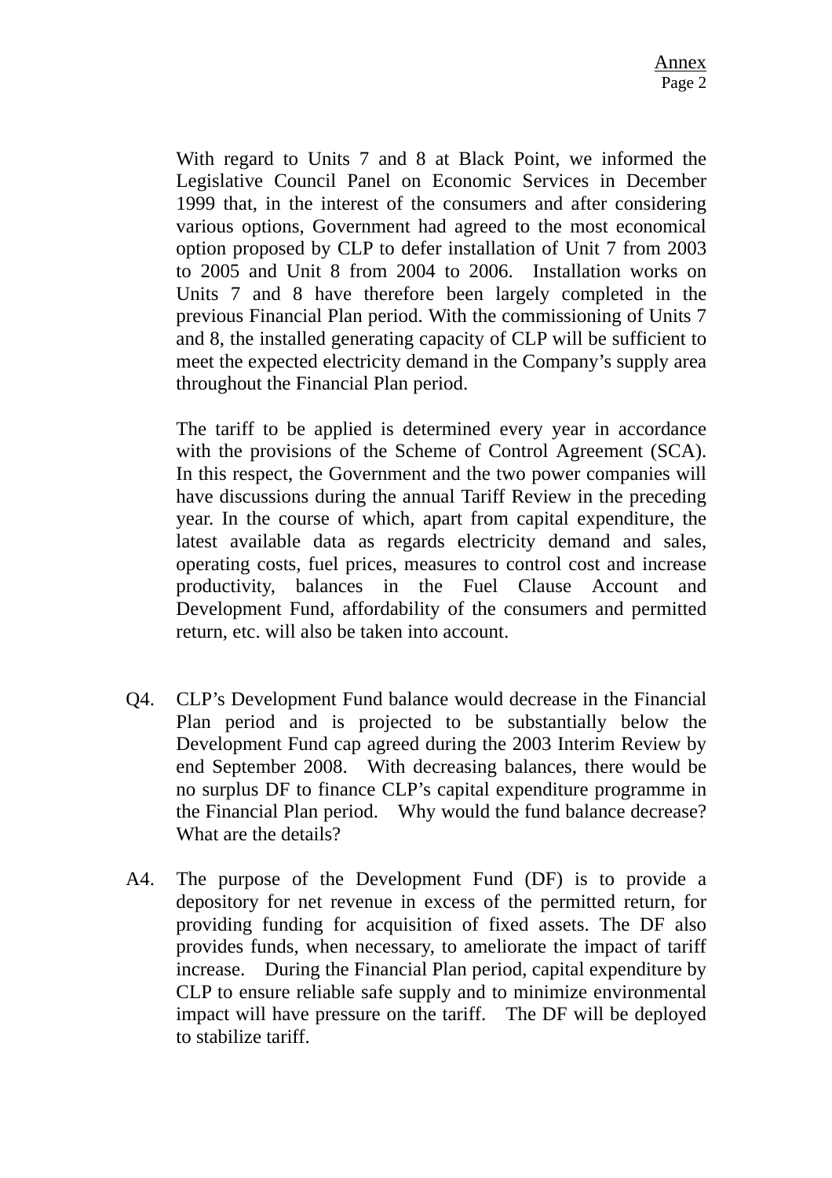With regard to Units 7 and 8 at Black Point, we informed the Legislative Council Panel on Economic Services in December 1999 that, in the interest of the consumers and after considering various options, Government had agreed to the most economical option proposed by CLP to defer installation of Unit 7 from 2003 to 2005 and Unit 8 from 2004 to 2006. Installation works on Units 7 and 8 have therefore been largely completed in the previous Financial Plan period. With the commissioning of Units 7 and 8, the installed generating capacity of CLP will be sufficient to meet the expected electricity demand in the Company's supply area throughout the Financial Plan period.

The tariff to be applied is determined every year in accordance with the provisions of the Scheme of Control Agreement (SCA). In this respect, the Government and the two power companies will have discussions during the annual Tariff Review in the preceding year. In the course of which, apart from capital expenditure, the latest available data as regards electricity demand and sales, operating costs, fuel prices, measures to control cost and increase productivity, balances in the Fuel Clause Account and Development Fund, affordability of the consumers and permitted return, etc. will also be taken into account.

Q4. CLP's Development Fund balance would decrease in the Financial Plan period and is projected to be substantially below the Development Fund cap agreed during the 2003 Interim Review by end September 2008. With decreasing balances, there would be no surplus DF to finance CLP's capital expenditure programme in the Financial Plan period. Why would the fund balance decrease? What are the details?

A4. The purpose of the Development Fund (DF) is to provide a depository for net revenue in excess of the permitted return, for providing funding for acquisition of fixed assets. The DF also provides funds, when necessary, to ameliorate the impact of tariff increase. During the Financial Plan period, capital expenditure by CLP to ensure reliable safe supply and to minimize environmental impact will have pressure on the tariff. The DF will be deployed to stabilize tariff.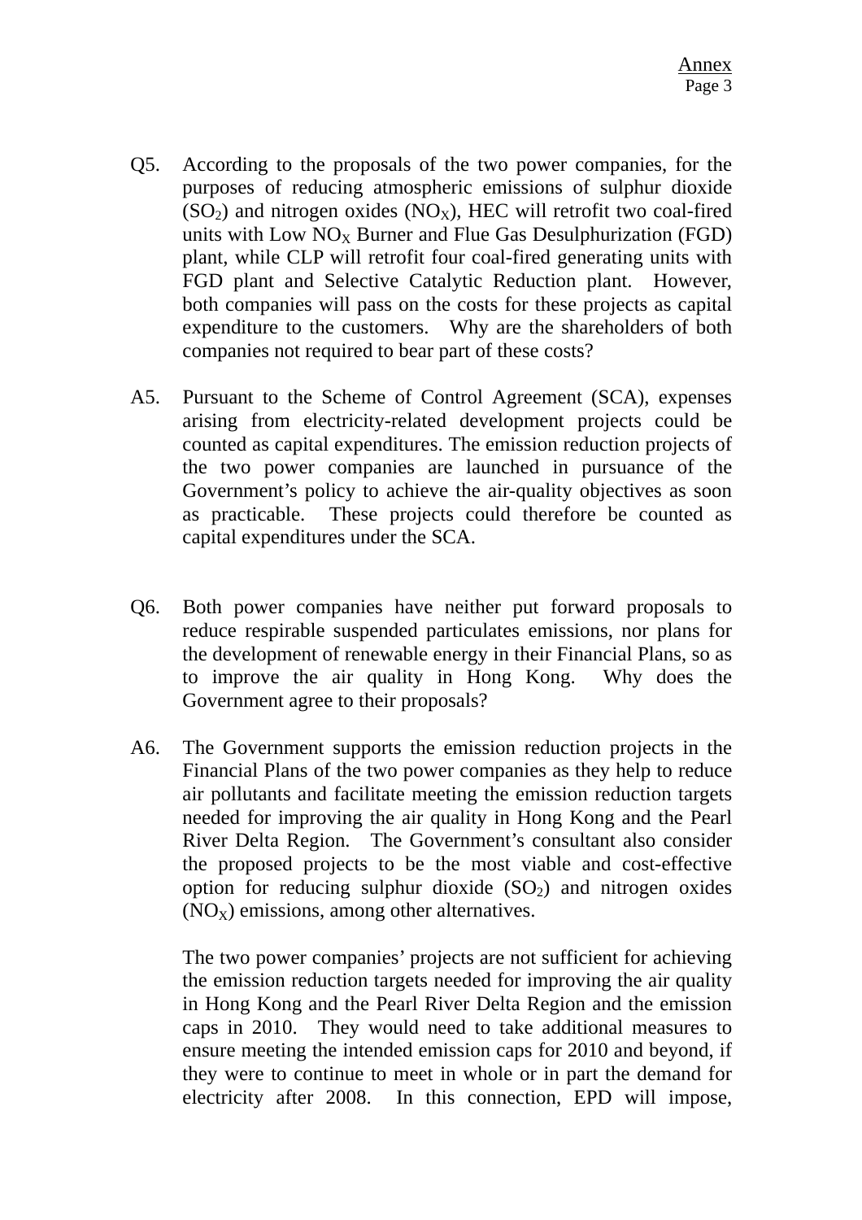Q5. According to the proposals of the two power companies, for the purposes of reducing atmospheric emissions of sulphur dioxide ($SO_2$) and nitrogen oxides ($NO_X$), HEC will retrofit two coal-fired units with Low $NO_X$ Burner and Flue Gas Desulphurization (FGD) plant, while CLP will retrofit four coal-fired generating units with FGD plant and Selective Catalytic Reduction plant. However, both companies will pass on the costs for these projects as capital expenditure to the customers. Why are the shareholders of both companies not required to bear part of these costs?

A5. Pursuant to the Scheme of Control Agreement (SCA), expenses arising from electricity-related development projects could be counted as capital expenditures. The emission reduction projects of the two power companies are launched in pursuance of the Government's policy to achieve the air-quality objectives as soon as practicable. These projects could therefore be counted as capital expenditures under the SCA.

Q6. Both power companies have neither put forward proposals to reduce respirable suspended particulates emissions, nor plans for the development of renewable energy in their Financial Plans, so as to improve the air quality in Hong Kong. Why does the Government agree to their proposals?

A6. The Government supports the emission reduction projects in the Financial Plans of the two power companies as they help to reduce air pollutants and facilitate meeting the emission reduction targets needed for improving the air quality in Hong Kong and the Pearl River Delta Region. The Government's consultant also consider the proposed projects to be the most viable and cost-effective option for reducing sulphur dioxide ($SO_2$) and nitrogen oxides ($NO_X$) emissions, among other alternatives.

The two power companies' projects are not sufficient for achieving the emission reduction targets needed for improving the air quality in Hong Kong and the Pearl River Delta Region and the emission caps in 2010. They would need to take additional measures to ensure meeting the intended emission caps for 2010 and beyond, if they were to continue to meet in whole or in part the demand for electricity after 2008. In this connection, EPD will impose,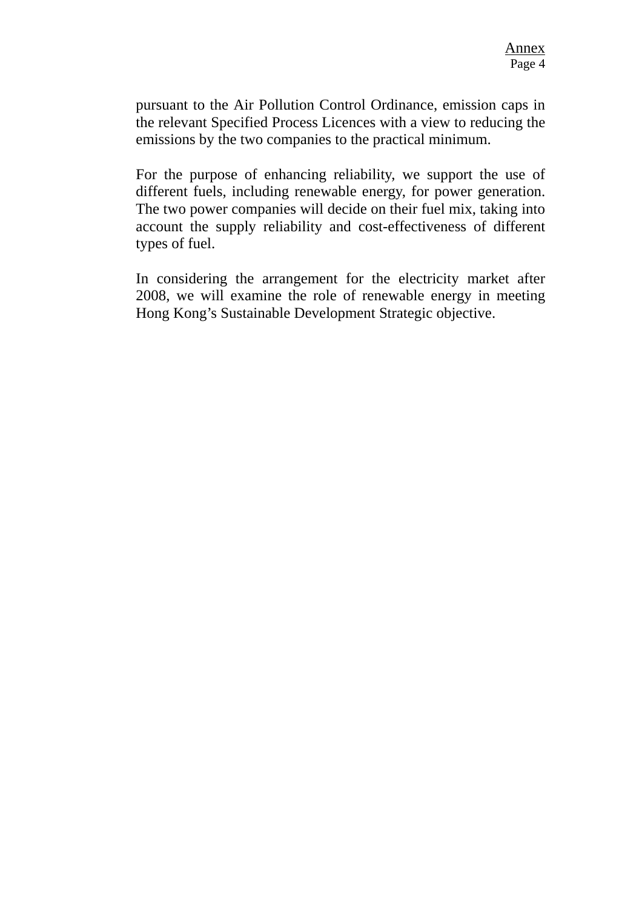pursuant to the Air Pollution Control Ordinance, emission caps in the relevant Specified Process Licences with a view to reducing the emissions by the two companies to the practical minimum.

For the purpose of enhancing reliability, we support the use of different fuels, including renewable energy, for power generation. The two power companies will decide on their fuel mix, taking into account the supply reliability and cost-effectiveness of different types of fuel.

In considering the arrangement for the electricity market after 2008, we will examine the role of renewable energy in meeting Hong Kong's Sustainable Development Strategic objective.